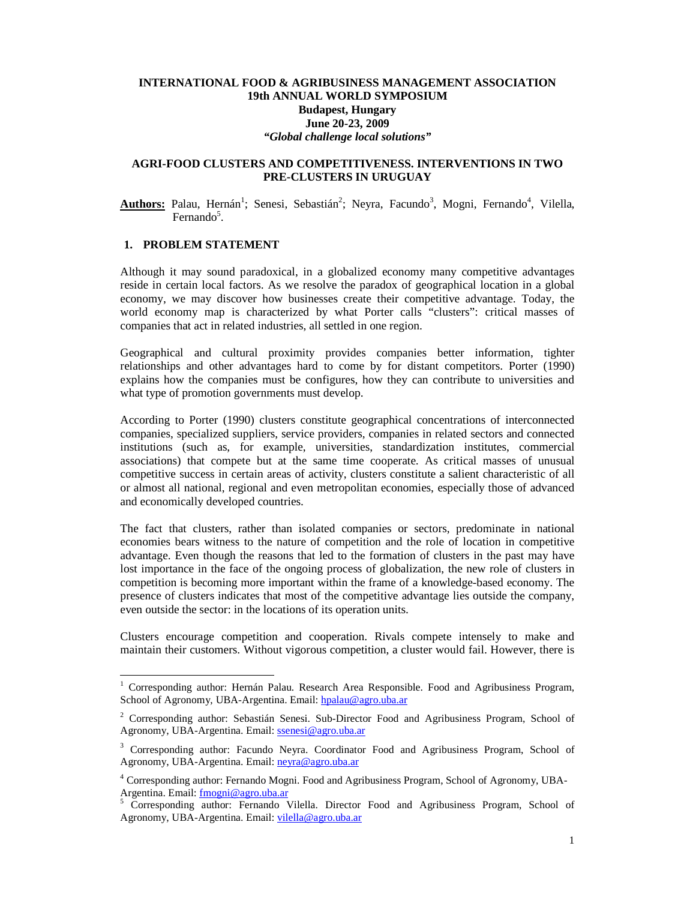**INTERNATIONAL FOOD & AGRIBUSINESS MANAGEMENT ASSOCIATION**
**19th ANNUAL WORLD SYMPOSIUM**
**Budapest, Hungary**
**June 20-23, 2009**
***"Global challenge local solutions"***

# AGRI-FOOD CLUSTERS AND COMPETITIVENESS. INTERVENTIONS IN TWO PRE-CLUSTERS IN URUGUAY

**Authors:** Palau, Hernán[1]; Senesi, Sebastián[2]; Neyra, Facundo[3], Mogni, Fernando[4], Vilella, Fernando[5].

## 1. PROBLEM STATEMENT

Although it may sound paradoxical, in a globalized economy many competitive advantages reside in certain local factors. As we resolve the paradox of geographical location in a global economy, we may discover how businesses create their competitive advantage. Today, the world economy map is characterized by what Porter calls "clusters": critical masses of companies that act in related industries, all settled in one region.

Geographical and cultural proximity provides companies better information, tighter relationships and other advantages hard to come by for distant competitors. Porter (1990) explains how the companies must be configures, how they can contribute to universities and what type of promotion governments must develop.

According to Porter (1990) clusters constitute geographical concentrations of interconnected companies, specialized suppliers, service providers, companies in related sectors and connected institutions (such as, for example, universities, standardization institutes, commercial associations) that compete but at the same time cooperate. As critical masses of unusual competitive success in certain areas of activity, clusters constitute a salient characteristic of all or almost all national, regional and even metropolitan economies, especially those of advanced and economically developed countries.

The fact that clusters, rather than isolated companies or sectors, predominate in national economies bears witness to the nature of competition and the role of location in competitive advantage. Even though the reasons that led to the formation of clusters in the past may have lost importance in the face of the ongoing process of globalization, the new role of clusters in competition is becoming more important within the frame of a knowledge-based economy. The presence of clusters indicates that most of the competitive advantage lies outside the company, even outside the sector: in the locations of its operation units.

Clusters encourage competition and cooperation. Rivals compete intensely to make and maintain their customers. Without vigorous competition, a cluster would fail. However, there is

---

[1] Corresponding author: Hernán Palau. Research Area Responsible. Food and Agribusiness Program, School of Agronomy, UBA-Argentina. Email: hpalau@agro.uba.ar

[2] Corresponding author: Sebastián Senesi. Sub-Director Food and Agribusiness Program, School of Agronomy, UBA-Argentina. Email: ssenesi@agro.uba.ar

[3] Corresponding author: Facundo Neyra. Coordinator Food and Agribusiness Program, School of Agronomy, UBA-Argentina. Email: neyra@agro.uba.ar

[4] Corresponding author: Fernando Mogni. Food and Agribusiness Program, School of Agronomy, UBA-Argentina. Email: fmogni@agro.uba.ar

[5] Corresponding author: Fernando Vilella. Director Food and Agribusiness Program, School of Agronomy, UBA-Argentina. Email: vilella@agro.uba.ar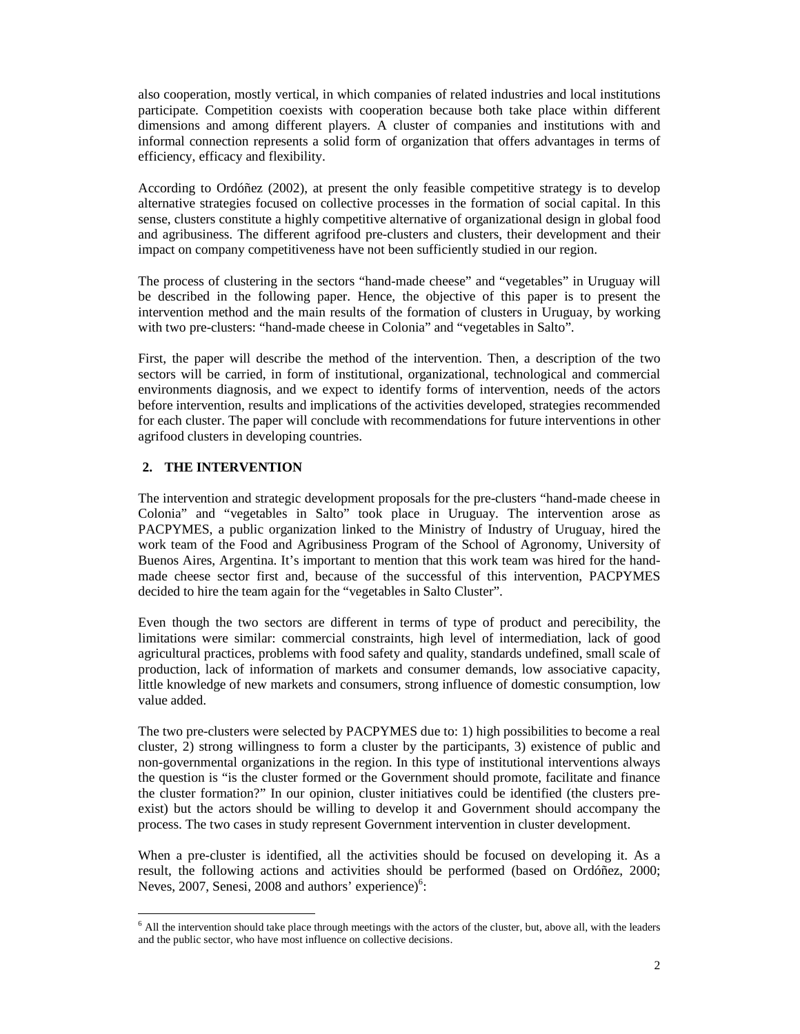also cooperation, mostly vertical, in which companies of related industries and local institutions participate. Competition coexists with cooperation because both take place within different dimensions and among different players. A cluster of companies and institutions with and informal connection represents a solid form of organization that offers advantages in terms of efficiency, efficacy and flexibility.

According to Ordóñez (2002), at present the only feasible competitive strategy is to develop alternative strategies focused on collective processes in the formation of social capital. In this sense, clusters constitute a highly competitive alternative of organizational design in global food and agribusiness. The different agrifood pre-clusters and clusters, their development and their impact on company competitiveness have not been sufficiently studied in our region.

The process of clustering in the sectors "hand-made cheese" and "vegetables" in Uruguay will be described in the following paper. Hence, the objective of this paper is to present the intervention method and the main results of the formation of clusters in Uruguay, by working with two pre-clusters: "hand-made cheese in Colonia" and "vegetables in Salto".

First, the paper will describe the method of the intervention. Then, a description of the two sectors will be carried, in form of institutional, organizational, technological and commercial environments diagnosis, and we expect to identify forms of intervention, needs of the actors before intervention, results and implications of the activities developed, strategies recommended for each cluster. The paper will conclude with recommendations for future interventions in other agrifood clusters in developing countries.

## 2. THE INTERVENTION

The intervention and strategic development proposals for the pre-clusters "hand-made cheese in Colonia" and "vegetables in Salto" took place in Uruguay. The intervention arose as PACPYMES, a public organization linked to the Ministry of Industry of Uruguay, hired the work team of the Food and Agribusiness Program of the School of Agronomy, University of Buenos Aires, Argentina. It's important to mention that this work team was hired for the hand-made cheese sector first and, because of the successful of this intervention, PACPYMES decided to hire the team again for the "vegetables in Salto Cluster".

Even though the two sectors are different in terms of type of product and perecibility, the limitations were similar: commercial constraints, high level of intermediation, lack of good agricultural practices, problems with food safety and quality, standards undefined, small scale of production, lack of information of markets and consumer demands, low associative capacity, little knowledge of new markets and consumers, strong influence of domestic consumption, low value added.

The two pre-clusters were selected by PACPYMES due to: 1) high possibilities to become a real cluster, 2) strong willingness to form a cluster by the participants, 3) existence of public and non-governmental organizations in the region. In this type of institutional interventions always the question is "is the cluster formed or the Government should promote, facilitate and finance the cluster formation?" In our opinion, cluster initiatives could be identified (the clusters pre-exist) but the actors should be willing to develop it and Government should accompany the process. The two cases in study represent Government intervention in cluster development.

When a pre-cluster is identified, all the activities should be focused on developing it. As a result, the following actions and activities should be performed (based on Ordóñez, 2000; Neves, 2007, Senesi, 2008 and authors' experience)[6]:

[6] All the intervention should take place through meetings with the actors of the cluster, but, above all, with the leaders and the public sector, who have most influence on collective decisions.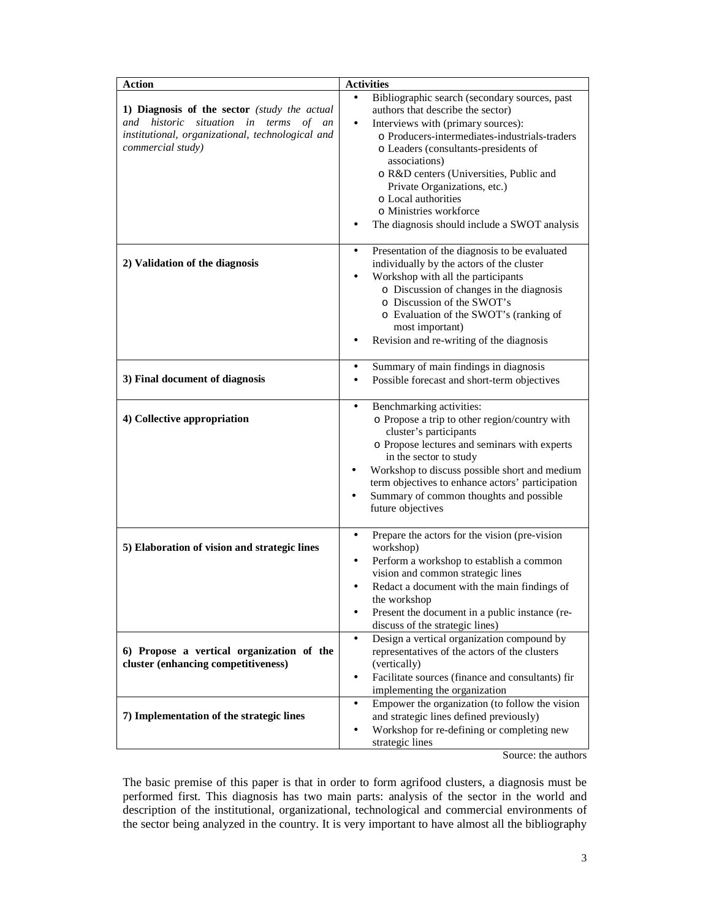| Action | Activities |
|---|---|
| **1) Diagnosis of the sector** *(study the actual and historic situation in terms of an institutional, organizational, technological and commercial study)* | • Bibliographic search (secondary sources, past authors that describe the sector)<br>• Interviews with (primary sources):<br>o Producers-intermediates-industrials-traders<br>o Leaders (consultants-presidents of associations)<br>o R&D centers (Universities, Public and Private Organizations, etc.)<br>o Local authorities<br>o Ministries workforce<br>• The diagnosis should include a SWOT analysis |
| **2) Validation of the diagnosis** | • Presentation of the diagnosis to be evaluated individually by the actors of the cluster<br>• Workshop with all the participants<br>o Discussion of changes in the diagnosis<br>o Discussion of the SWOT's<br>o Evaluation of the SWOT's (ranking of most important)<br>• Revision and re-writing of the diagnosis |
| **3) Final document of diagnosis** | • Summary of main findings in diagnosis<br>• Possible forecast and short-term objectives |
| **4) Collective appropriation** | • Benchmarking activities:<br>o Propose a trip to other region/country with cluster's participants<br>o Propose lectures and seminars with experts in the sector to study<br>• Workshop to discuss possible short and medium term objectives to enhance actors' participation<br>• Summary of common thoughts and possible future objectives |
| **5) Elaboration of vision and strategic lines** | • Prepare the actors for the vision (pre-vision workshop)<br>• Perform a workshop to establish a common vision and common strategic lines<br>• Redact a document with the main findings of the workshop<br>• Present the document in a public instance (re-discuss of the strategic lines) |
| **6) Propose a vertical organization of the cluster (enhancing competitiveness)** | • Design a vertical organization compound by representatives of the actors of the clusters (vertically)<br>• Facilitate sources (finance and consultants) fir implementing the organization |
| **7) Implementation of the strategic lines** | • Empower the organization (to follow the vision and strategic lines defined previously)<br>• Workshop for re-defining or completing new strategic lines |

Source: the authors

The basic premise of this paper is that in order to form agrifood clusters, a diagnosis must be performed first. This diagnosis has two main parts: analysis of the sector in the world and description of the institutional, organizational, technological and commercial environments of the sector being analyzed in the country. It is very important to have almost all the bibliography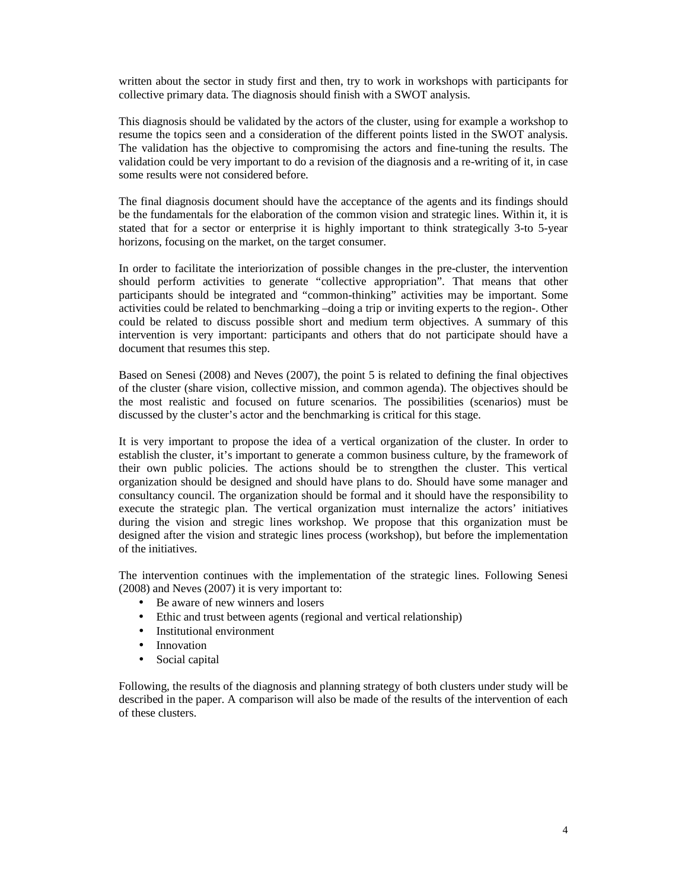written about the sector in study first and then, try to work in workshops with participants for collective primary data. The diagnosis should finish with a SWOT analysis.

This diagnosis should be validated by the actors of the cluster, using for example a workshop to resume the topics seen and a consideration of the different points listed in the SWOT analysis. The validation has the objective to compromising the actors and fine-tuning the results. The validation could be very important to do a revision of the diagnosis and a re-writing of it, in case some results were not considered before.

The final diagnosis document should have the acceptance of the agents and its findings should be the fundamentals for the elaboration of the common vision and strategic lines. Within it, it is stated that for a sector or enterprise it is highly important to think strategically 3-to 5-year horizons, focusing on the market, on the target consumer.

In order to facilitate the interiorization of possible changes in the pre-cluster, the intervention should perform activities to generate "collective appropriation". That means that other participants should be integrated and "common-thinking" activities may be important. Some activities could be related to benchmarking –doing a trip or inviting experts to the region-. Other could be related to discuss possible short and medium term objectives. A summary of this intervention is very important: participants and others that do not participate should have a document that resumes this step.

Based on Senesi (2008) and Neves (2007), the point 5 is related to defining the final objectives of the cluster (share vision, collective mission, and common agenda). The objectives should be the most realistic and focused on future scenarios. The possibilities (scenarios) must be discussed by the cluster's actor and the benchmarking is critical for this stage.

It is very important to propose the idea of a vertical organization of the cluster. In order to establish the cluster, it's important to generate a common business culture, by the framework of their own public policies. The actions should be to strengthen the cluster. This vertical organization should be designed and should have plans to do. Should have some manager and consultancy council. The organization should be formal and it should have the responsibility to execute the strategic plan. The vertical organization must internalize the actors' initiatives during the vision and stregic lines workshop. We propose that this organization must be designed after the vision and strategic lines process (workshop), but before the implementation of the initiatives.

The intervention continues with the implementation of the strategic lines. Following Senesi (2008) and Neves (2007) it is very important to:

- Be aware of new winners and losers
- Ethic and trust between agents (regional and vertical relationship)
- Institutional environment
- Innovation
- Social capital

Following, the results of the diagnosis and planning strategy of both clusters under study will be described in the paper. A comparison will also be made of the results of the intervention of each of these clusters.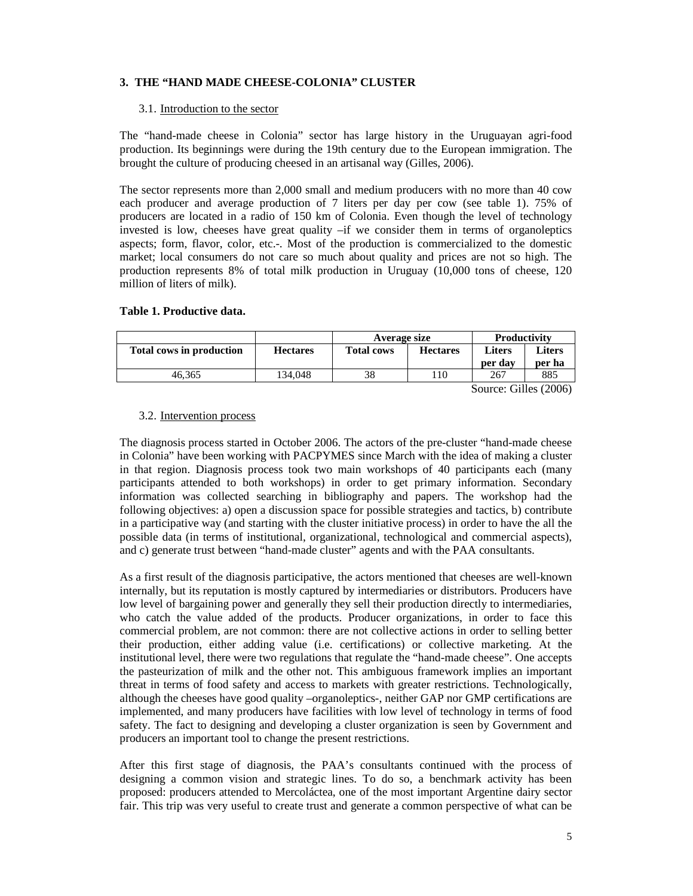## 3. THE "HAND MADE CHEESE-COLONIA" CLUSTER

### 3.1. Introduction to the sector

The "hand-made cheese in Colonia" sector has large history in the Uruguayan agri-food production. Its beginnings were during the 19th century due to the European immigration. The brought the culture of producing cheesed in an artisanal way (Gilles, 2006).

The sector represents more than 2,000 small and medium producers with no more than 40 cow each producer and average production of 7 liters per day per cow (see table 1). 75% of producers are located in a radio of 150 km of Colonia. Even though the level of technology invested is low, cheeses have great quality –if we consider them in terms of organoleptics aspects; form, flavor, color, etc.-. Most of the production is commercialized to the domestic market; local consumers do not care so much about quality and prices are not so high. The production represents 8% of total milk production in Uruguay (10,000 tons of cheese, 120 million of liters of milk).

**Table 1. Productive data.**

| | | Average size | | Productivity | |
|---|---|---|---|---|---|
| **Total cows in production** | **Hectares** | **Total cows** | **Hectares** | **Liters per day** | **Liters per ha** |
| 46,365 | 134,048 | 38 | 110 | 267 | 885 |

Source: Gilles (2006)

### 3.2. Intervention process

The diagnosis process started in October 2006. The actors of the pre-cluster "hand-made cheese in Colonia" have been working with PACPYMES since March with the idea of making a cluster in that region. Diagnosis process took two main workshops of 40 participants each (many participants attended to both workshops) in order to get primary information. Secondary information was collected searching in bibliography and papers. The workshop had the following objectives: a) open a discussion space for possible strategies and tactics, b) contribute in a participative way (and starting with the cluster initiative process) in order to have the all the possible data (in terms of institutional, organizational, technological and commercial aspects), and c) generate trust between "hand-made cluster" agents and with the PAA consultants.

As a first result of the diagnosis participative, the actors mentioned that cheeses are well-known internally, but its reputation is mostly captured by intermediaries or distributors. Producers have low level of bargaining power and generally they sell their production directly to intermediaries, who catch the value added of the products. Producer organizations, in order to face this commercial problem, are not common: there are not collective actions in order to selling better their production, either adding value (i.e. certifications) or collective marketing. At the institutional level, there were two regulations that regulate the "hand-made cheese". One accepts the pasteurization of milk and the other not. This ambiguous framework implies an important threat in terms of food safety and access to markets with greater restrictions. Technologically, although the cheeses have good quality –organoleptics-, neither GAP nor GMP certifications are implemented, and many producers have facilities with low level of technology in terms of food safety. The fact to designing and developing a cluster organization is seen by Government and producers an important tool to change the present restrictions.

After this first stage of diagnosis, the PAA's consultants continued with the process of designing a common vision and strategic lines. To do so, a benchmark activity has been proposed: producers attended to Mercoláctea, one of the most important Argentine dairy sector fair. This trip was very useful to create trust and generate a common perspective of what can be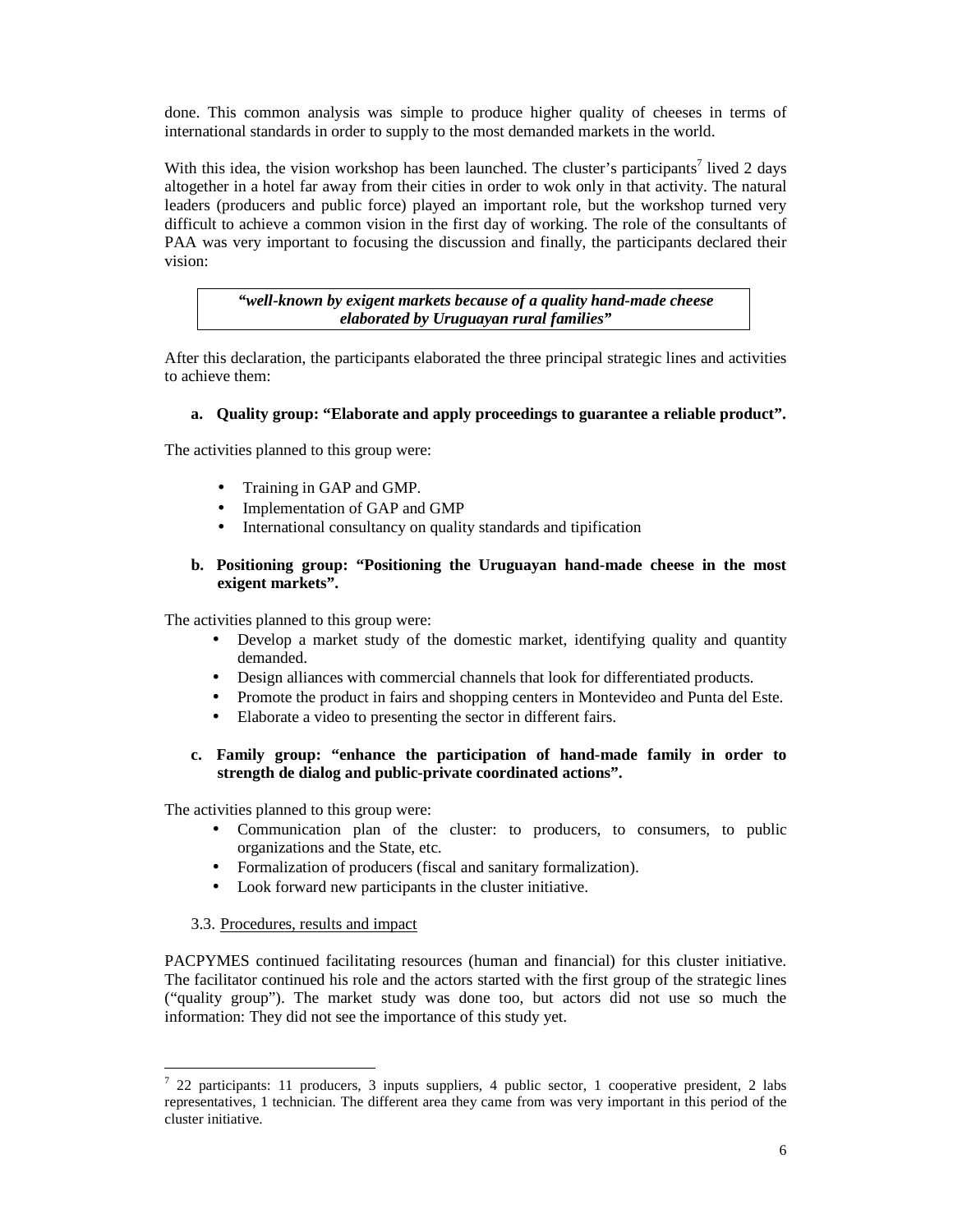done. This common analysis was simple to produce higher quality of cheeses in terms of international standards in order to supply to the most demanded markets in the world.

With this idea, the vision workshop has been launched. The cluster's participants[7] lived 2 days altogether in a hotel far away from their cities in order to wok only in that activity. The natural leaders (producers and public force) played an important role, but the workshop turned very difficult to achieve a common vision in the first day of working. The role of the consultants of PAA was very important to focusing the discussion and finally, the participants declared their vision:

> ***"well-known by exigent markets because of a quality hand-made cheese elaborated by Uruguayan rural families"***

After this declaration, the participants elaborated the three principal strategic lines and activities to achieve them:

**a. Quality group: "Elaborate and apply proceedings to guarantee a reliable product".**

The activities planned to this group were:

- Training in GAP and GMP.
- Implementation of GAP and GMP
- International consultancy on quality standards and tipification

**b. Positioning group: "Positioning the Uruguayan hand-made cheese in the most exigent markets".**

The activities planned to this group were:

- Develop a market study of the domestic market, identifying quality and quantity demanded.
- Design alliances with commercial channels that look for differentiated products.
- Promote the product in fairs and shopping centers in Montevideo and Punta del Este.
- Elaborate a video to presenting the sector in different fairs.

**c. Family group: "enhance the participation of hand-made family in order to strength de dialog and public-private coordinated actions".**

The activities planned to this group were:

- Communication plan of the cluster: to producers, to consumers, to public organizations and the State, etc.
- Formalization of producers (fiscal and sanitary formalization).
- Look forward new participants in the cluster initiative.

### 3.3. Procedures, results and impact

PACPYMES continued facilitating resources (human and financial) for this cluster initiative. The facilitator continued his role and the actors started with the first group of the strategic lines ("quality group"). The market study was done too, but actors did not use so much the information: They did not see the importance of this study yet.

---

[7] 22 participants: 11 producers, 3 inputs suppliers, 4 public sector, 1 cooperative president, 2 labs representatives, 1 technician. The different area they came from was very important in this period of the cluster initiative.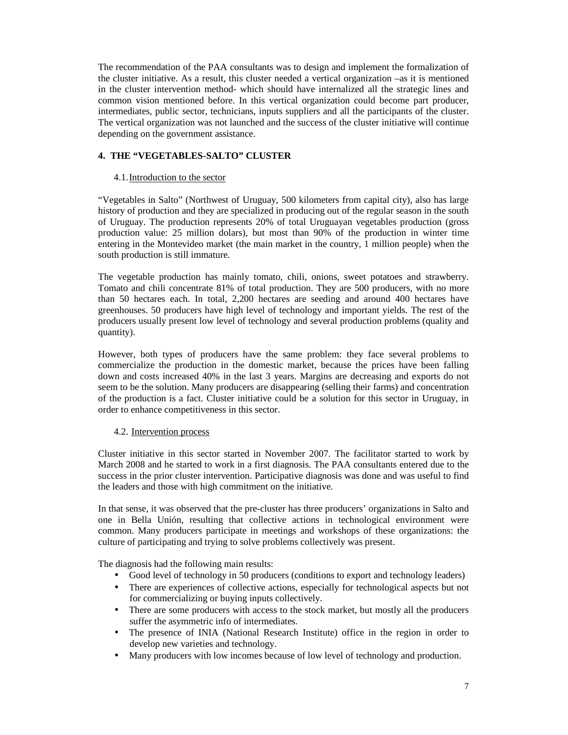The recommendation of the PAA consultants was to design and implement the formalization of the cluster initiative. As a result, this cluster needed a vertical organization –as it is mentioned in the cluster intervention method- which should have internalized all the strategic lines and common vision mentioned before. In this vertical organization could become part producer, intermediates, public sector, technicians, inputs suppliers and all the participants of the cluster. The vertical organization was not launched and the success of the cluster initiative will continue depending on the government assistance.

## 4. THE "VEGETABLES-SALTO" CLUSTER

### 4.1. Introduction to the sector

"Vegetables in Salto" (Northwest of Uruguay, 500 kilometers from capital city), also has large history of production and they are specialized in producing out of the regular season in the south of Uruguay. The production represents 20% of total Uruguayan vegetables production (gross production value: 25 million dolars), but most than 90% of the production in winter time entering in the Montevideo market (the main market in the country, 1 million people) when the south production is still immature.

The vegetable production has mainly tomato, chili, onions, sweet potatoes and strawberry. Tomato and chili concentrate 81% of total production. They are 500 producers, with no more than 50 hectares each. In total, 2,200 hectares are seeding and around 400 hectares have greenhouses. 50 producers have high level of technology and important yields. The rest of the producers usually present low level of technology and several production problems (quality and quantity).

However, both types of producers have the same problem: they face several problems to commercialize the production in the domestic market, because the prices have been falling down and costs increased 40% in the last 3 years. Margins are decreasing and exports do not seem to be the solution. Many producers are disappearing (selling their farms) and concentration of the production is a fact. Cluster initiative could be a solution for this sector in Uruguay, in order to enhance competitiveness in this sector.

### 4.2. Intervention process

Cluster initiative in this sector started in November 2007. The facilitator started to work by March 2008 and he started to work in a first diagnosis. The PAA consultants entered due to the success in the prior cluster intervention. Participative diagnosis was done and was useful to find the leaders and those with high commitment on the initiative.

In that sense, it was observed that the pre-cluster has three producers' organizations in Salto and one in Bella Unión, resulting that collective actions in technological environment were common. Many producers participate in meetings and workshops of these organizations: the culture of participating and trying to solve problems collectively was present.

The diagnosis had the following main results:

- Good level of technology in 50 producers (conditions to export and technology leaders)
- There are experiences of collective actions, especially for technological aspects but not for commercializing or buying inputs collectively.
- There are some producers with access to the stock market, but mostly all the producers suffer the asymmetric info of intermediates.
- The presence of INIA (National Research Institute) office in the region in order to develop new varieties and technology.
- Many producers with low incomes because of low level of technology and production.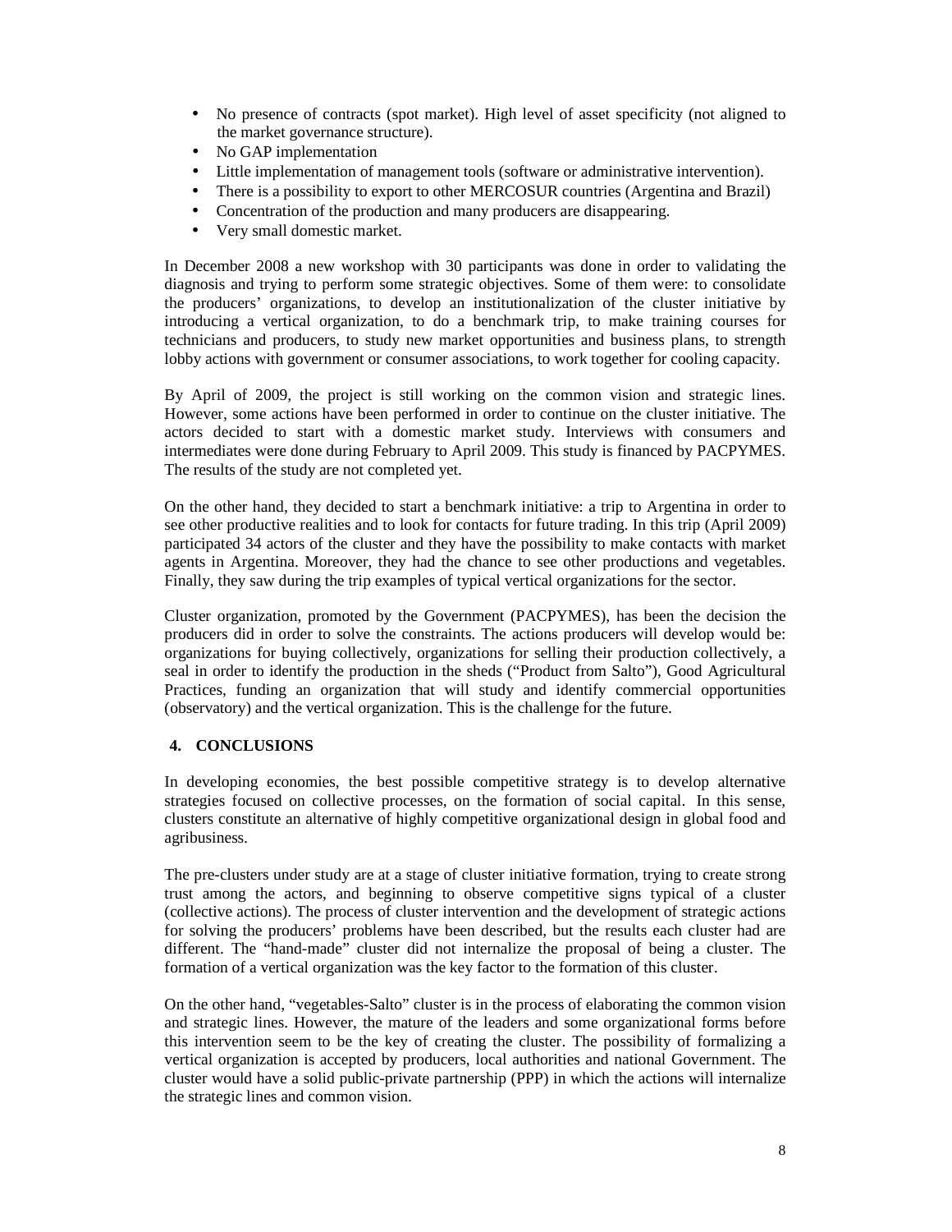- No presence of contracts (spot market). High level of asset specificity (not aligned to the market governance structure).
- No GAP implementation
- Little implementation of management tools (software or administrative intervention).
- There is a possibility to export to other MERCOSUR countries (Argentina and Brazil)
- Concentration of the production and many producers are disappearing.
- Very small domestic market.

In December 2008 a new workshop with 30 participants was done in order to validating the diagnosis and trying to perform some strategic objectives. Some of them were: to consolidate the producers' organizations, to develop an institutionalization of the cluster initiative by introducing a vertical organization, to do a benchmark trip, to make training courses for technicians and producers, to study new market opportunities and business plans, to strength lobby actions with government or consumer associations, to work together for cooling capacity.

By April of 2009, the project is still working on the common vision and strategic lines. However, some actions have been performed in order to continue on the cluster initiative. The actors decided to start with a domestic market study. Interviews with consumers and intermediates were done during February to April 2009. This study is financed by PACPYMES. The results of the study are not completed yet.

On the other hand, they decided to start a benchmark initiative: a trip to Argentina in order to see other productive realities and to look for contacts for future trading. In this trip (April 2009) participated 34 actors of the cluster and they have the possibility to make contacts with market agents in Argentina. Moreover, they had the chance to see other productions and vegetables. Finally, they saw during the trip examples of typical vertical organizations for the sector.

Cluster organization, promoted by the Government (PACPYMES), has been the decision the producers did in order to solve the constraints. The actions producers will develop would be: organizations for buying collectively, organizations for selling their production collectively, a seal in order to identify the production in the sheds ("Product from Salto"), Good Agricultural Practices, funding an organization that will study and identify commercial opportunities (observatory) and the vertical organization. This is the challenge for the future.

## 4. CONCLUSIONS

In developing economies, the best possible competitive strategy is to develop alternative strategies focused on collective processes, on the formation of social capital. In this sense, clusters constitute an alternative of highly competitive organizational design in global food and agribusiness.

The pre-clusters under study are at a stage of cluster initiative formation, trying to create strong trust among the actors, and beginning to observe competitive signs typical of a cluster (collective actions). The process of cluster intervention and the development of strategic actions for solving the producers' problems have been described, but the results each cluster had are different. The "hand-made" cluster did not internalize the proposal of being a cluster. The formation of a vertical organization was the key factor to the formation of this cluster.

On the other hand, "vegetables-Salto" cluster is in the process of elaborating the common vision and strategic lines. However, the mature of the leaders and some organizational forms before this intervention seem to be the key of creating the cluster. The possibility of formalizing a vertical organization is accepted by producers, local authorities and national Government. The cluster would have a solid public-private partnership (PPP) in which the actions will internalize the strategic lines and common vision.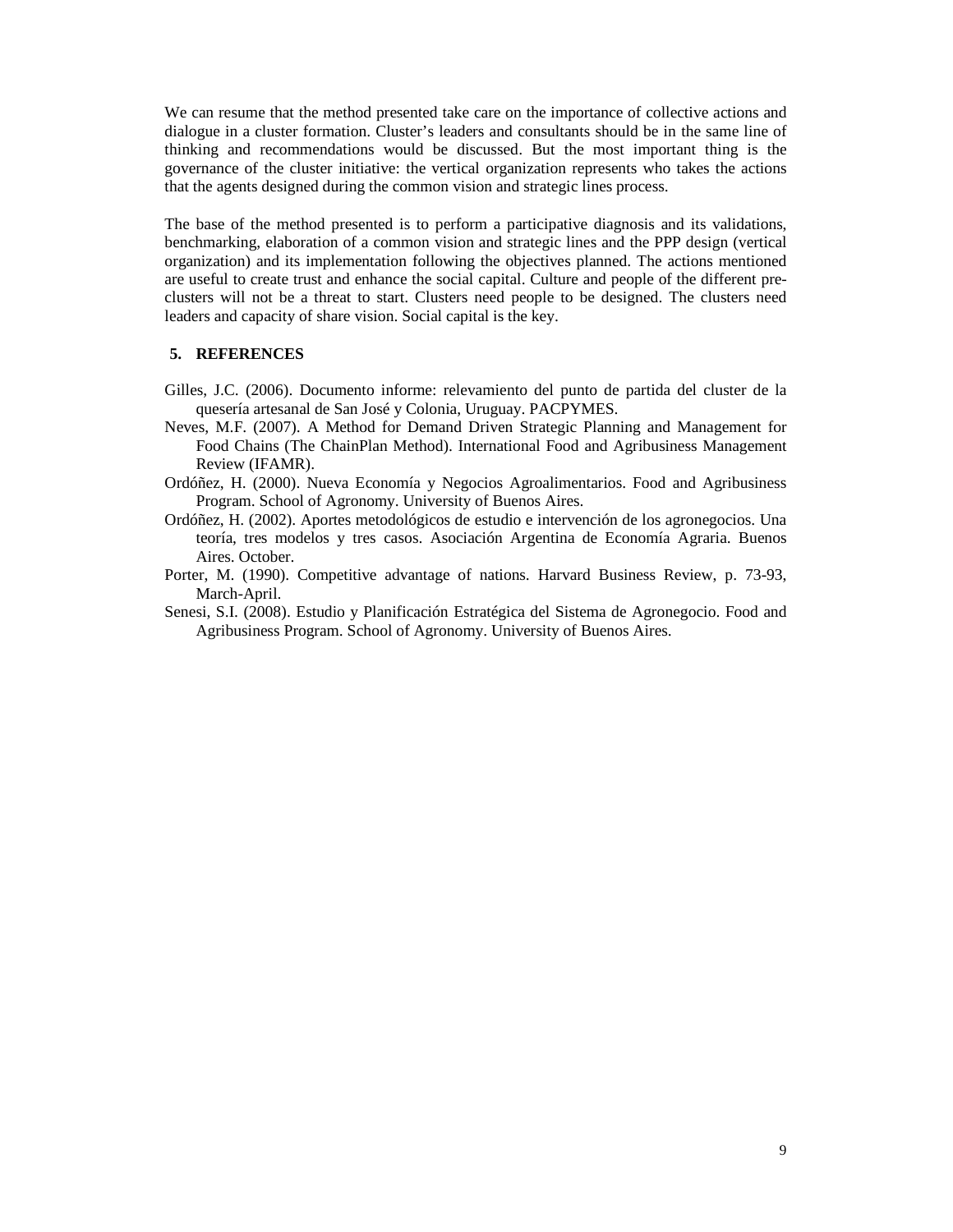We can resume that the method presented take care on the importance of collective actions and dialogue in a cluster formation. Cluster's leaders and consultants should be in the same line of thinking and recommendations would be discussed. But the most important thing is the governance of the cluster initiative: the vertical organization represents who takes the actions that the agents designed during the common vision and strategic lines process.

The base of the method presented is to perform a participative diagnosis and its validations, benchmarking, elaboration of a common vision and strategic lines and the PPP design (vertical organization) and its implementation following the objectives planned. The actions mentioned are useful to create trust and enhance the social capital. Culture and people of the different pre-clusters will not be a threat to start. Clusters need people to be designed. The clusters need leaders and capacity of share vision. Social capital is the key.

## 5. REFERENCES

Gilles, J.C. (2006). Documento informe: relevamiento del punto de partida del cluster de la quesería artesanal de San José y Colonia, Uruguay. PACPYMES.

Neves, M.F. (2007). A Method for Demand Driven Strategic Planning and Management for Food Chains (The ChainPlan Method). International Food and Agribusiness Management Review (IFAMR).

Ordóñez, H. (2000). Nueva Economía y Negocios Agroalimentarios. Food and Agribusiness Program. School of Agronomy. University of Buenos Aires.

Ordóñez, H. (2002). Aportes metodológicos de estudio e intervención de los agronegocios. Una teoría, tres modelos y tres casos. Asociación Argentina de Economía Agraria. Buenos Aires. October.

Porter, M. (1990). Competitive advantage of nations. Harvard Business Review, p. 73-93, March-April.

Senesi, S.I. (2008). Estudio y Planificación Estratégica del Sistema de Agronegocio. Food and Agribusiness Program. School of Agronomy. University of Buenos Aires.